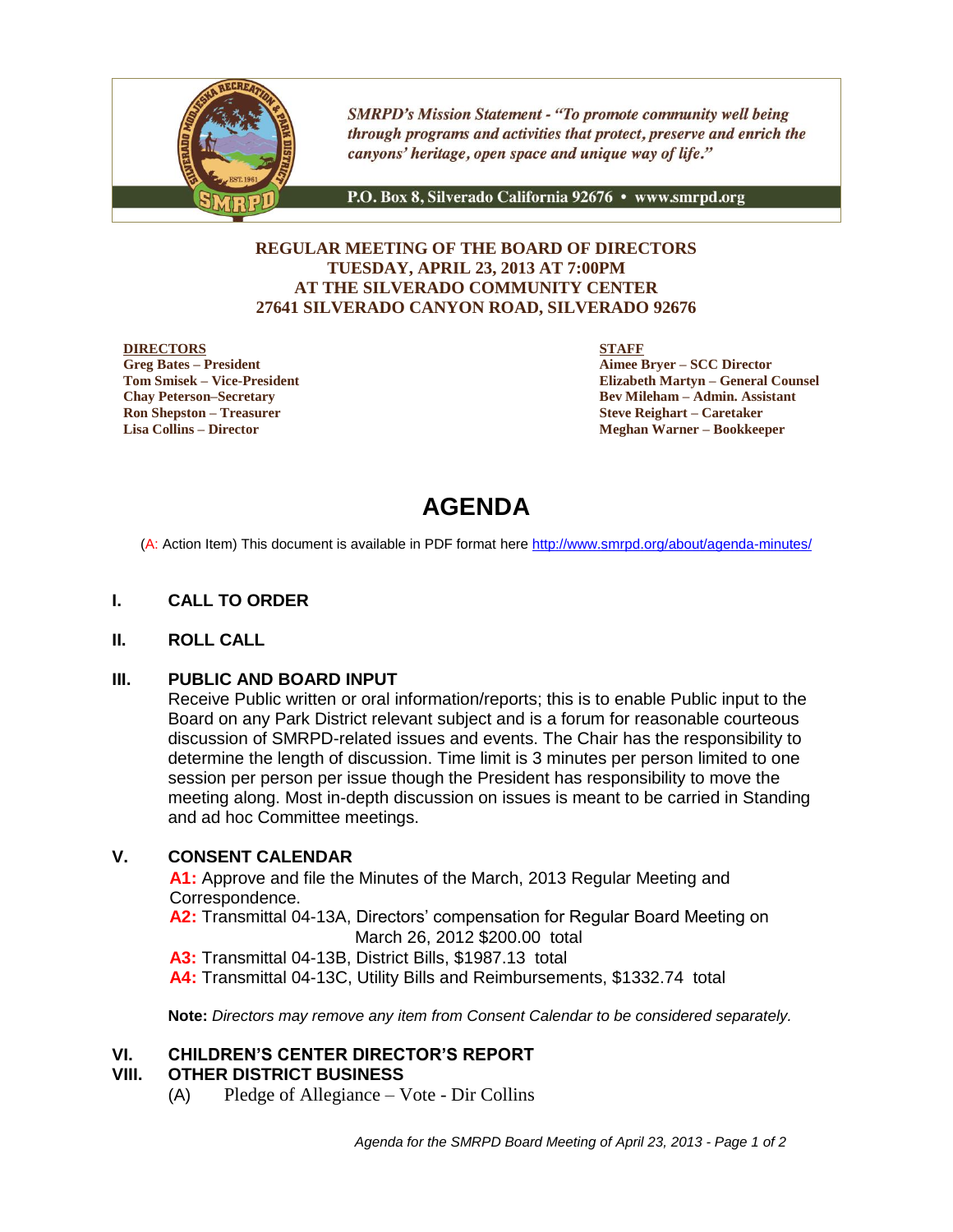*SMRPD's Mission Statement - "To promote community well being through programs and activities that protect, preserve and enrich the canyons' heritage, open space and unique way of life."*

P.O. Box 8, Silverado California 92676 • www.smrpd.org

**REGULAR MEETING OF THE BOARD OF DIRECTORS**
**TUESDAY, APRIL 23, 2013 AT 7:00PM**
**AT THE SILVERADO COMMUNITY CENTER**
**27641 SILVERADO CANYON ROAD, SILVERADO 92676**

**DIRECTORS**
**Greg Bates – President**
**Tom Smisek – Vice-President**
**Chay Peterson–Secretary**
**Ron Shepston – Treasurer**
**Lisa Collins – Director**

**STAFF**
**Aimee Bryer – SCC Director**
**Elizabeth Martyn – General Counsel**
**Bev Mileham – Admin. Assistant**
**Steve Reighart – Caretaker**
**Meghan Warner – Bookkeeper**

# AGENDA

(A: Action Item) This document is available in PDF format here http://www.smrpd.org/about/agenda-minutes/

## I. CALL TO ORDER

## II. ROLL CALL

## III. PUBLIC AND BOARD INPUT

Receive Public written or oral information/reports; this is to enable Public input to the Board on any Park District relevant subject and is a forum for reasonable courteous discussion of SMRPD-related issues and events. The Chair has the responsibility to determine the length of discussion. Time limit is 3 minutes per person limited to one session per person per issue though the President has responsibility to move the meeting along. Most in-depth discussion on issues is meant to be carried in Standing and ad hoc Committee meetings.

## V. CONSENT CALENDAR

**A1:** Approve and file the Minutes of the March, 2013 Regular Meeting and Correspondence.
**A2:** Transmittal 04-13A, Directors' compensation for Regular Board Meeting on March 26, 2012 $200.00 total
**A3:** Transmittal 04-13B, District Bills, $1987.13 total
**A4:** Transmittal 04-13C, Utility Bills and Reimbursements, $1332.74 total

**Note:** *Directors may remove any item from Consent Calendar to be considered separately.*

## VI. CHILDREN'S CENTER DIRECTOR'S REPORT

## VIII. OTHER DISTRICT BUSINESS

(A) Pledge of Allegiance – Vote - Dir Collins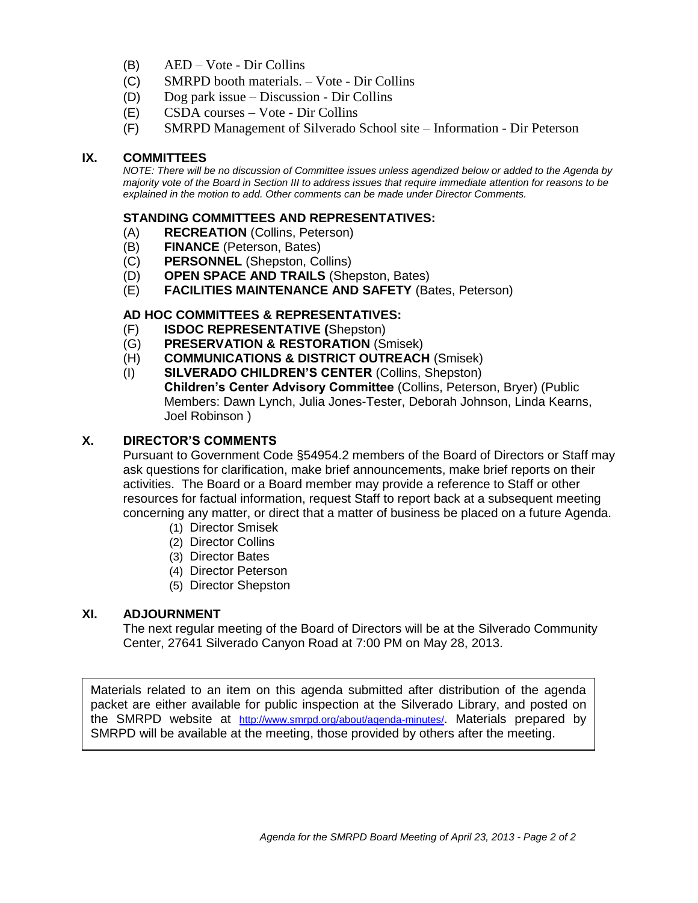(B) AED – Vote - Dir Collins
(C) SMRPD booth materials. – Vote - Dir Collins
(D) Dog park issue – Discussion - Dir Collins
(E) CSDA courses – Vote - Dir Collins
(F) SMRPD Management of Silverado School site – Information - Dir Peterson

## IX. COMMITTEES

*NOTE: There will be no discussion of Committee issues unless agendized below or added to the Agenda by majority vote of the Board in Section III to address issues that require immediate attention for reasons to be explained in the motion to add. Other comments can be made under Director Comments.*

### STANDING COMMITTEES AND REPRESENTATIVES:

(A) **RECREATION** (Collins, Peterson)
(B) **FINANCE** (Peterson, Bates)
(C) **PERSONNEL** (Shepston, Collins)
(D) **OPEN SPACE AND TRAILS** (Shepston, Bates)
(E) **FACILITIES MAINTENANCE AND SAFETY** (Bates, Peterson)

### AD HOC COMMITTEES & REPRESENTATIVES:

(F) **ISDOC REPRESENTATIVE (**Shepston)
(G) **PRESERVATION & RESTORATION** (Smisek)
(H) **COMMUNICATIONS & DISTRICT OUTREACH** (Smisek)
(I) **SILVERADO CHILDREN'S CENTER** (Collins, Shepston)
**Children's Center Advisory Committee** (Collins, Peterson, Bryer) (Public Members: Dawn Lynch, Julia Jones-Tester, Deborah Johnson, Linda Kearns, Joel Robinson )

## X. DIRECTOR'S COMMENTS

Pursuant to Government Code §54954.2 members of the Board of Directors or Staff may ask questions for clarification, make brief announcements, make brief reports on their activities. The Board or a Board member may provide a reference to Staff or other resources for factual information, request Staff to report back at a subsequent meeting concerning any matter, or direct that a matter of business be placed on a future Agenda.

(1) Director Smisek
(2) Director Collins
(3) Director Bates
(4) Director Peterson
(5) Director Shepston

## XI. ADJOURNMENT

The next regular meeting of the Board of Directors will be at the Silverado Community Center, 27641 Silverado Canyon Road at 7:00 PM on May 28, 2013.

Materials related to an item on this agenda submitted after distribution of the agenda packet are either available for public inspection at the Silverado Library, and posted on the SMRPD website at http://www.smrpd.org/about/agenda-minutes/. Materials prepared by SMRPD will be available at the meeting, those provided by others after the meeting.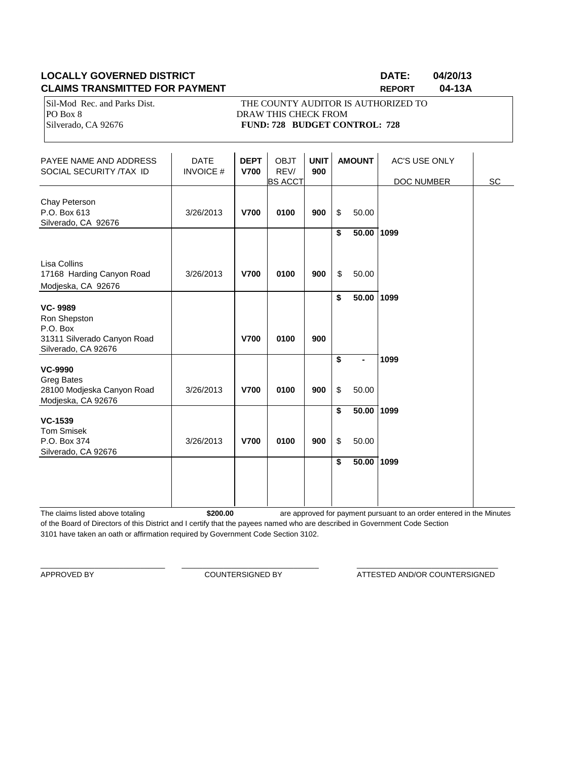**LOCALLY GOVERNED DISTRICT** **DATE: 04/20/13**

**CLAIMS TRANSMITTED FOR PAYMENT** **REPORT 04-13A**

Sil-Mod Rec. and Parks Dist.
PO Box 8
Silverado, CA 92676

THE COUNTY AUDITOR IS AUTHORIZED TO
DRAW THIS CHECK FROM
**FUND: 728 BUDGET CONTROL: 728**

| PAYEE NAME AND ADDRESS SOCIAL SECURITY /TAX ID | DATE INVOICE # | DEPT V700 | OBJT REV/ BS ACCT | UNIT 900 | AMOUNT | AC'S USE ONLY DOC NUMBER | SC |
|---|---|---|---|---|---|---|---|
| Chay Peterson<br>P.O. Box 613<br>Silverado, CA 92676 | 3/26/2013 | **V700** | **0100** | **900** | $ 50.00 | | |
| | | | | | **$ 50.00** | **1099** | |
| Lisa Collins<br>17168 Harding Canyon Road<br>Modjeska, CA 92676 | 3/26/2013 | **V700** | **0100** | **900** | $ 50.00 | | |
| | | | | | **$ 50.00** | **1099** | |
| **VC- 9989**<br>Ron Shepston<br>P.O. Box<br>31311 Silverado Canyon Road<br>Silverado, CA 92676 | | **V700** | **0100** | **900** | | | |
| | | | | | **$ -** | **1099** | |
| **VC-9990**<br>Greg Bates<br>28100 Modjeska Canyon Road<br>Modjeska, CA 92676 | 3/26/2013 | **V700** | **0100** | **900** | $ 50.00 | | |
| | | | | | **$ 50.00** | **1099** | |
| **VC-1539**<br>Tom Smisek<br>P.O. Box 374<br>Silverado, CA 92676 | 3/26/2013 | **V700** | **0100** | **900** | $ 50.00 | | |
| | | | | | **$ 50.00** | **1099** | |

The claims listed above totaling **$200.00** are approved for payment pursuant to an order entered in the Minutes of the Board of Directors of this District and I certify that the payees named who are described in Government Code Section 3101 have taken an oath or affirmation required by Government Code Section 3102.

\_\_\_\_\_\_\_\_\_\_\_\_\_\_\_\_\_\_\_\_\_\_\_\_\_\_\_\_ APPROVED BY

\_\_\_\_\_\_\_\_\_\_\_\_\_\_\_\_\_\_\_\_\_\_\_\_\_\_\_\_ COUNTERSIGNED BY

\_\_\_\_\_\_\_\_\_\_\_\_\_\_\_\_\_\_\_\_\_\_\_\_\_\_\_\_ ATTESTED AND/OR COUNTERSIGNED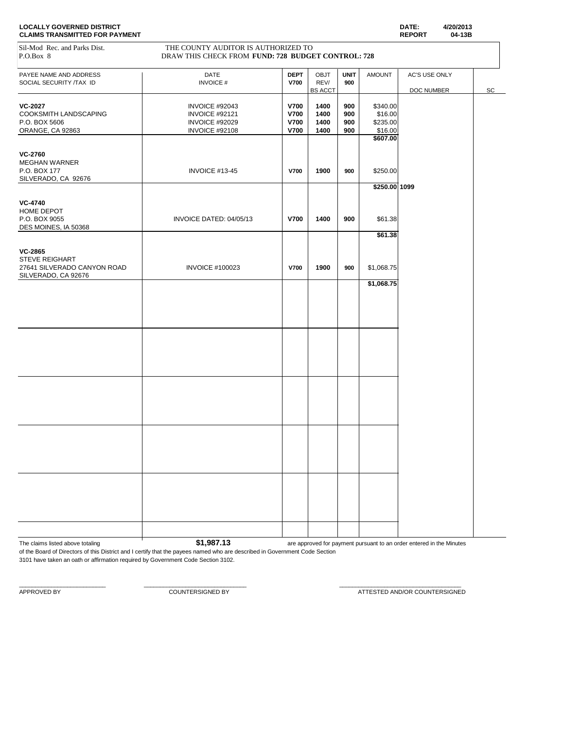**LOCALLY GOVERNED DISTRICT**
**CLAIMS TRANSMITTED FOR PAYMENT**

**DATE:** 4/20/2013
**REPORT** 04-13B

Sil-Mod Rec. and Parks Dist.
P.O.Box 8

THE COUNTY AUDITOR IS AUTHORIZED TO
DRAW THIS CHECK FROM **FUND: 728 BUDGET CONTROL: 728**

| PAYEE NAME AND ADDRESS<br>SOCIAL SECURITY /TAX ID | DATE<br>INVOICE # | DEPT<br>V700 | OBJT<br>REV/<br>BS ACCT | UNIT<br>900 | AMOUNT | AC'S USE ONLY<br>DOC NUMBER | SC |
|---|---|---|---|---|---|---|---|
| **VC-2027** | INVOICE #92043 | **V700** | **1400** | **900** | $340.00 | | |
| COOKSMITH LANDSCAPING | INVOICE #92121 | **V700** | **1400** | **900** | $16.00 | | |
| P.O. BOX 5606 | INVOICE #92029 | **V700** | **1400** | **900** | $235.00 | | |
| ORANGE, CA 92863 | INVOICE #92108 | **V700** | **1400** | **900** | $16.00 | | |
| | | | | | **$607.00** | | |
| **VC-2760** | | | | | | | |
| MEGHAN WARNER | | | | | | | |
| P.O. BOX 177 | INVOICE #13-45 | **V700** | **1900** | **900** | $250.00 | | |
| SILVERADO, CA 92676 | | | | | | | |
| | | | | | **$250.00** | **1099** | |
| **VC-4740** | | | | | | | |
| HOME DEPOT | | | | | | | |
| P.O. BOX 9055 | INVOICE DATED: 04/05/13 | **V700** | **1400** | **900** | $61.38 | | |
| DES MOINES, IA 50368 | | | | | | | |
| | | | | | **$61.38** | | |
| **VC-2865** | | | | | | | |
| STEVE REIGHART | | | | | | | |
| 27641 SILVERADO CANYON ROAD | INVOICE #100023 | **V700** | **1900** | **900** | $1,068.75 | | |
| SILVERADO, CA 92676 | | | | | | | |
| | | | | | **$1,068.75** | | |

The claims listed above totaling **$1,987.13** are approved for payment pursuant to an order entered in the Minutes of the Board of Directors of this District and I certify that the payees named who are described in Government Code Section 3101 have taken an oath or affirmation required by Government Code Section 3102.

\_\_\_\_\_\_\_\_\_\_\_\_\_\_\_\_\_\_\_\_\_\_\_\_\_ APPROVED BY

\_\_\_\_\_\_\_\_\_\_\_\_\_\_\_\_\_\_\_\_\_\_\_\_\_ COUNTERSIGNED BY

\_\_\_\_\_\_\_\_\_\_\_\_\_\_\_\_\_\_\_\_\_\_\_\_\_ ATTESTED AND/OR COUNTERSIGNED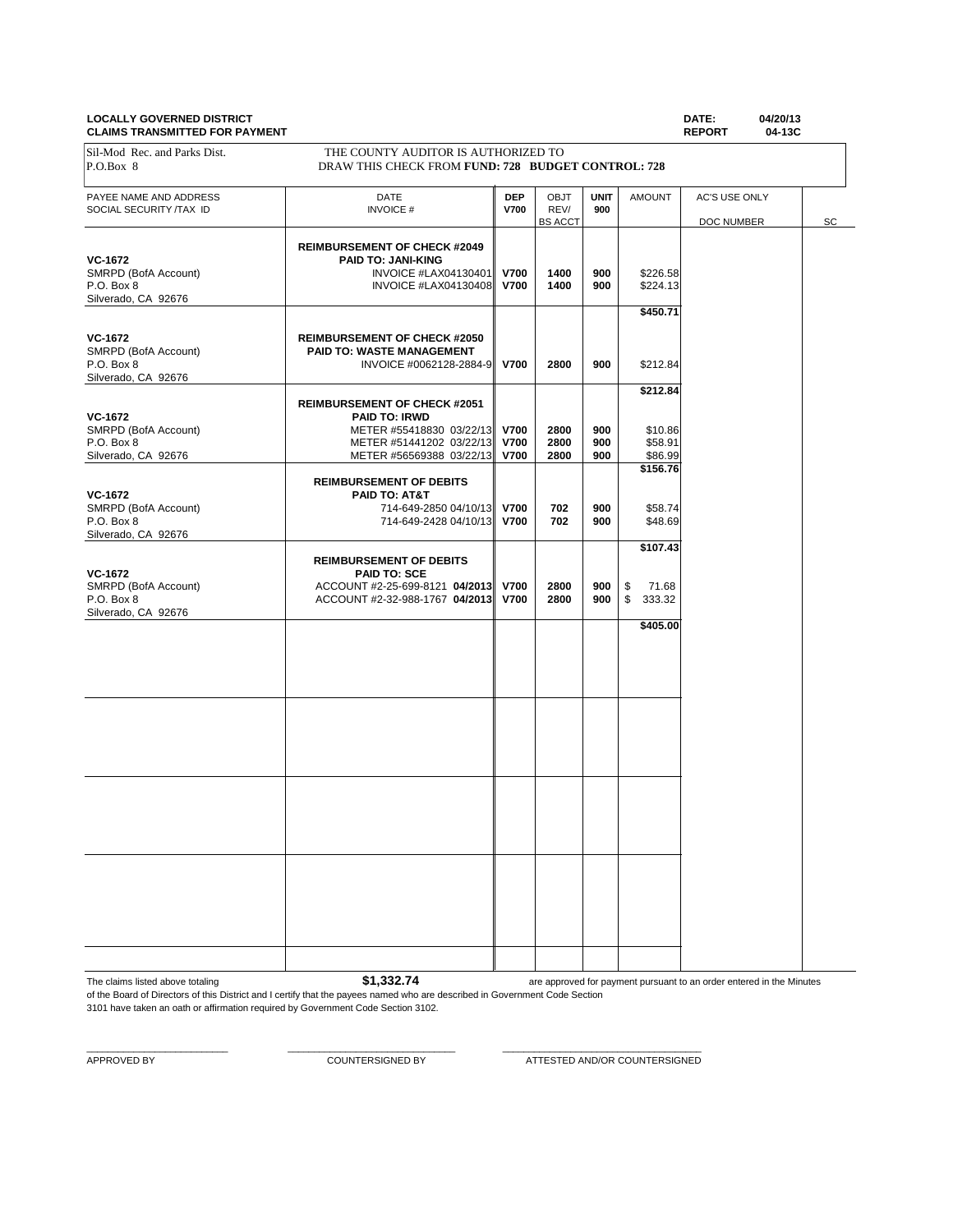**LOCALLY GOVERNED DISTRICT**
**CLAIMS TRANSMITTED FOR PAYMENT**

**DATE:** 04/20/13
**REPORT** 04-13C

Sil-Mod Rec. and Parks Dist.
P.O.Box 8

THE COUNTY AUDITOR IS AUTHORIZED TO
DRAW THIS CHECK FROM **FUND: 728 BUDGET CONTROL: 728**

| PAYEE NAME AND ADDRESS<br>SOCIAL SECURITY /TAX ID | DATE<br>INVOICE # | DEP<br>V700 | OBJT<br>REV/<br>BS ACCT | UNIT<br>900 | AMOUNT | AC'S USE ONLY<br>DOC NUMBER | SC |
|---|---|---|---|---|---|---|---|
| **VC-1672**<br>SMRPD (BofA Account)<br>P.O. Box 8<br>Silverado, CA 92676 | **REIMBURSEMENT OF CHECK #2049**<br>**PAID TO: JANI-KING**<br>INVOICE #LAX04130401<br>INVOICE #LAX04130408 | **V700**<br>**V700** | **1400**<br>**1400** | **900**<br>**900** | $226.58<br>$224.13 | | |
| | | | | | **$450.71** | | |
| **VC-1672**<br>SMRPD (BofA Account)<br>P.O. Box 8<br>Silverado, CA 92676 | **REIMBURSEMENT OF CHECK #2050**<br>**PAID TO: WASTE MANAGEMENT**<br>INVOICE #0062128-2884-9 | **V700** | **2800** | **900** | $212.84 | | |
| | | | | | **$212.84** | | |
| **VC-1672**<br>SMRPD (BofA Account)<br>P.O. Box 8<br>Silverado, CA 92676 | **REIMBURSEMENT OF CHECK #2051**<br>**PAID TO: IRWD**<br>METER #55418830 03/22/13<br>METER #51441202 03/22/13<br>METER #56569388 03/22/13 | **V700**<br>**V700**<br>**V700** | **2800**<br>**2800**<br>**2800** | **900**<br>**900**<br>**900** | $10.86<br>$58.91<br>$86.99 | | |
| | | | | | **$156.76** | | |
| **VC-1672**<br>SMRPD (BofA Account)<br>P.O. Box 8<br>Silverado, CA 92676 | **REIMBURSEMENT OF DEBITS**<br>**PAID TO: AT&T**<br>714-649-2850 04/10/13<br>714-649-2428 04/10/13 | **V700**<br>**V700** | **702**<br>**702** | **900**<br>**900** | $58.74<br>$48.69 | | |
| | | | | | **$107.43** | | |
| **VC-1672**<br>SMRPD (BofA Account)<br>P.O. Box 8<br>Silverado, CA 92676 | **REIMBURSEMENT OF DEBITS**<br>**PAID TO: SCE**<br>ACCOUNT #2-25-699-8121 **04/2013**<br>ACCOUNT #2-32-988-1767 **04/2013** | **V700**<br>**V700** | **2800**<br>**2800** | **900**<br>**900** | $ 71.68<br>$ 333.32 | | |
| | | | | | **$405.00** | | |

The claims listed above totaling **$1,332.74** are approved for payment pursuant to an order entered in the Minutes of the Board of Directors of this District and I certify that the payees named who are described in Government Code Section 3101 have taken an oath or affirmation required by Government Code Section 3102.

\_\_\_\_\_\_\_\_\_\_\_\_\_\_\_\_\_\_\_\_\_\_\_\_ APPROVED BY

\_\_\_\_\_\_\_\_\_\_\_\_\_\_\_\_\_\_\_\_\_\_\_\_ COUNTERSIGNED BY

\_\_\_\_\_\_\_\_\_\_\_\_\_\_\_\_\_\_\_\_\_\_\_\_ ATTESTED AND/OR COUNTERSIGNED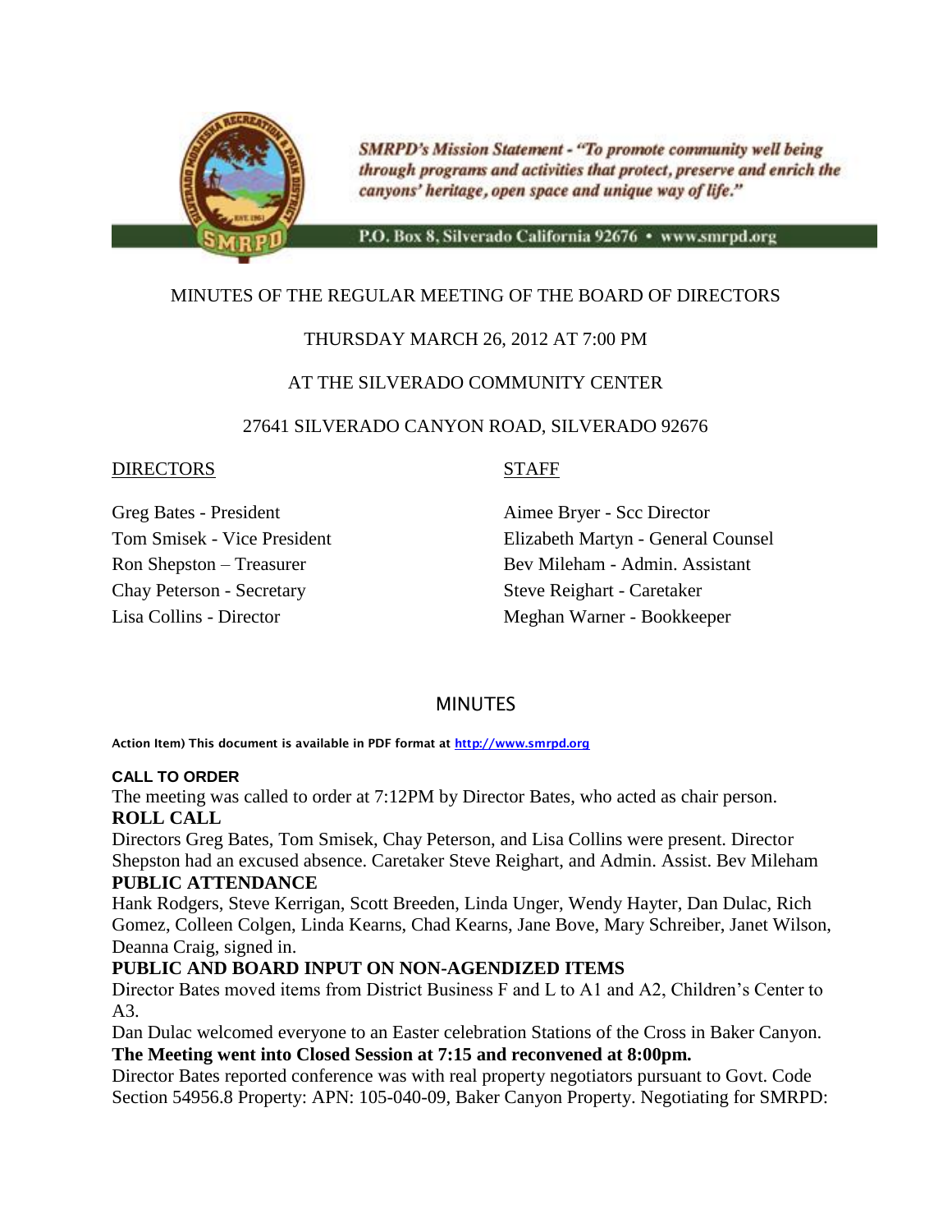SMRPD's Mission Statement - "To promote community well being through programs and activities that protect, preserve and enrich the canyons' heritage, open space and unique way of life."

P.O. Box 8, Silverado California 92676 • www.smrpd.org

MINUTES OF THE REGULAR MEETING OF THE BOARD OF DIRECTORS

THURSDAY MARCH 26, 2012 AT 7:00 PM

AT THE SILVERADO COMMUNITY CENTER

27641 SILVERADO CANYON ROAD, SILVERADO 92676

| DIRECTORS | STAFF |
| --- | --- |
| Greg Bates - President | Aimee Bryer - Scc Director |
| Tom Smisek - Vice President | Elizabeth Martyn - General Counsel |
| Ron Shepston – Treasurer | Bev Mileham - Admin. Assistant |
| Chay Peterson - Secretary | Steve Reighart - Caretaker |
| Lisa Collins - Director | Meghan Warner - Bookkeeper |

## MINUTES

**Action Item) This document is available in PDF format at http://www.smrpd.org**

**CALL TO ORDER**

The meeting was called to order at 7:12PM by Director Bates, who acted as chair person.

**ROLL CALL**

Directors Greg Bates, Tom Smisek, Chay Peterson, and Lisa Collins were present. Director Shepston had an excused absence. Caretaker Steve Reighart, and Admin. Assist. Bev Mileham

**PUBLIC ATTENDANCE**

Hank Rodgers, Steve Kerrigan, Scott Breeden, Linda Unger, Wendy Hayter, Dan Dulac, Rich Gomez, Colleen Colgen, Linda Kearns, Chad Kearns, Jane Bove, Mary Schreiber, Janet Wilson, Deanna Craig, signed in.

**PUBLIC AND BOARD INPUT ON NON-AGENDIZED ITEMS**

Director Bates moved items from District Business F and L to A1 and A2, Children's Center to A3.

Dan Dulac welcomed everyone to an Easter celebration Stations of the Cross in Baker Canyon.

**The Meeting went into Closed Session at 7:15 and reconvened at 8:00pm.**

Director Bates reported conference was with real property negotiators pursuant to Govt. Code Section 54956.8 Property: APN: 105-040-09, Baker Canyon Property. Negotiating for SMRPD: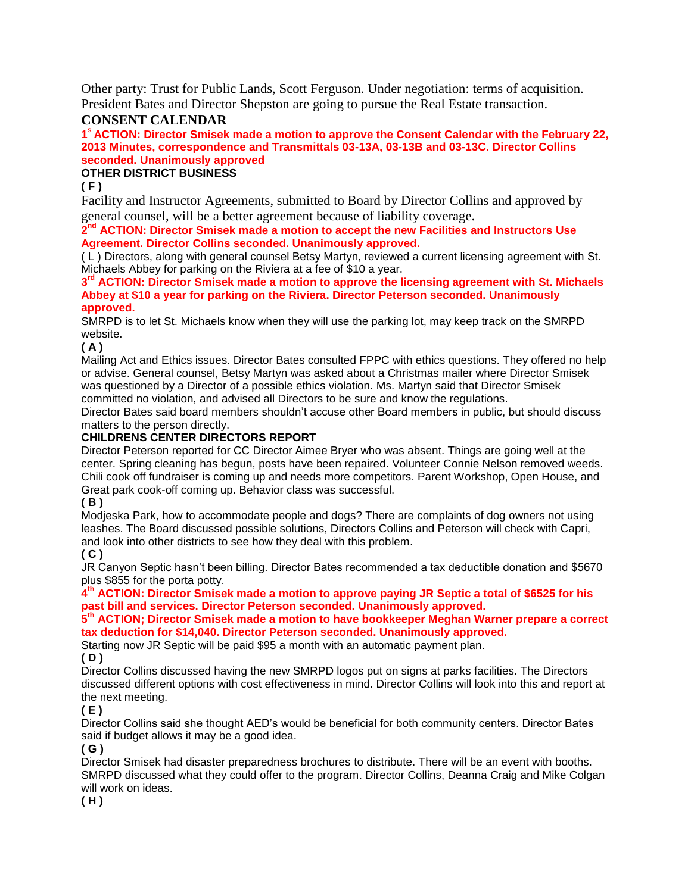Other party: Trust for Public Lands, Scott Ferguson. Under negotiation: terms of acquisition. President Bates and Director Shepston are going to pursue the Real Estate transaction.

## CONSENT CALENDAR

**1st ACTION: Director Smisek made a motion to approve the Consent Calendar with the February 22, 2013 Minutes, correspondence and Transmittals 03-13A, 03-13B and 03-13C. Director Collins seconded. Unanimously approved**

**OTHER DISTRICT BUSINESS**

**( F )**

Facility and Instructor Agreements, submitted to Board by Director Collins and approved by general counsel, will be a better agreement because of liability coverage.

**2nd ACTION: Director Smisek made a motion to accept the new Facilities and Instructors Use Agreement. Director Collins seconded. Unanimously approved.**

( L ) Directors, along with general counsel Betsy Martyn, reviewed a current licensing agreement with St. Michaels Abbey for parking on the Riviera at a fee of $10 a year.

**3rd ACTION: Director Smisek made a motion to approve the licensing agreement with St. Michaels Abbey at $10 a year for parking on the Riviera. Director Peterson seconded. Unanimously approved.**

SMRPD is to let St. Michaels know when they will use the parking lot, may keep track on the SMRPD website.

**( A )**

Mailing Act and Ethics issues. Director Bates consulted FPPC with ethics questions. They offered no help or advise. General counsel, Betsy Martyn was asked about a Christmas mailer where Director Smisek was questioned by a Director of a possible ethics violation. Ms. Martyn said that Director Smisek committed no violation, and advised all Directors to be sure and know the regulations.

Director Bates said board members shouldn't accuse other Board members in public, but should discuss matters to the person directly.

**CHILDRENS CENTER DIRECTORS REPORT**

Director Peterson reported for CC Director Aimee Bryer who was absent. Things are going well at the center. Spring cleaning has begun, posts have been repaired. Volunteer Connie Nelson removed weeds. Chili cook off fundraiser is coming up and needs more competitors. Parent Workshop, Open House, and Great park cook-off coming up. Behavior class was successful.

**( B )**

Modjeska Park, how to accommodate people and dogs? There are complaints of dog owners not using leashes. The Board discussed possible solutions, Directors Collins and Peterson will check with Capri, and look into other districts to see how they deal with this problem.

**( C )**

JR Canyon Septic hasn't been billing. Director Bates recommended a tax deductible donation and $5670 plus $855 for the porta potty.

**4th ACTION: Director Smisek made a motion to approve paying JR Septic a total of $6525 for his past bill and services. Director Peterson seconded. Unanimously approved.**

**5th ACTION; Director Smisek made a motion to have bookkeeper Meghan Warner prepare a correct tax deduction for $14,040. Director Peterson seconded. Unanimously approved.**

Starting now JR Septic will be paid $95 a month with an automatic payment plan.

**( D )**

Director Collins discussed having the new SMRPD logos put on signs at parks facilities. The Directors discussed different options with cost effectiveness in mind. Director Collins will look into this and report at the next meeting.

**( E )**

Director Collins said she thought AED's would be beneficial for both community centers. Director Bates said if budget allows it may be a good idea.

**( G )**

Director Smisek had disaster preparedness brochures to distribute. There will be an event with booths. SMRPD discussed what they could offer to the program. Director Collins, Deanna Craig and Mike Colgan will work on ideas.

**( H )**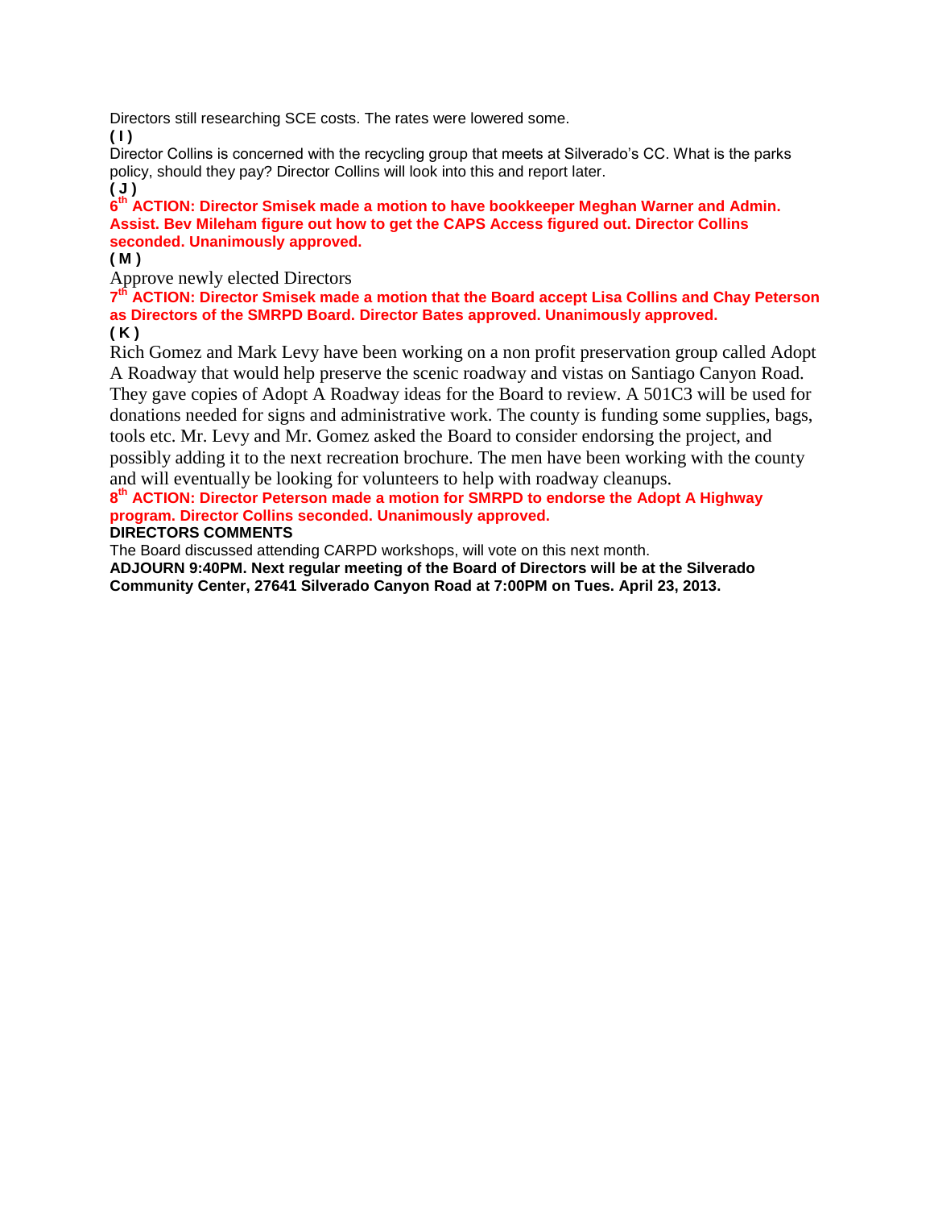Directors still researching SCE costs. The rates were lowered some.

**( I )**

Director Collins is concerned with the recycling group that meets at Silverado's CC. What is the parks policy, should they pay? Director Collins will look into this and report later.

**( J )**

**6th ACTION: Director Smisek made a motion to have bookkeeper Meghan Warner and Admin. Assist. Bev Mileham figure out how to get the CAPS Access figured out. Director Collins seconded. Unanimously approved.**

**( M )**

Approve newly elected Directors

**7th ACTION: Director Smisek made a motion that the Board accept Lisa Collins and Chay Peterson as Directors of the SMRPD Board. Director Bates approved. Unanimously approved.**

**( K )**

Rich Gomez and Mark Levy have been working on a non profit preservation group called Adopt A Roadway that would help preserve the scenic roadway and vistas on Santiago Canyon Road. They gave copies of Adopt A Roadway ideas for the Board to review. A 501C3 will be used for donations needed for signs and administrative work. The county is funding some supplies, bags, tools etc. Mr. Levy and Mr. Gomez asked the Board to consider endorsing the project, and possibly adding it to the next recreation brochure. The men have been working with the county and will eventually be looking for volunteers to help with roadway cleanups.

**8th ACTION: Director Peterson made a motion for SMRPD to endorse the Adopt A Highway program. Director Collins seconded. Unanimously approved.**

**DIRECTORS COMMENTS**

The Board discussed attending CARPD workshops, will vote on this next month.

**ADJOURN 9:40PM. Next regular meeting of the Board of Directors will be at the Silverado Community Center, 27641 Silverado Canyon Road at 7:00PM on Tues. April 23, 2013.**